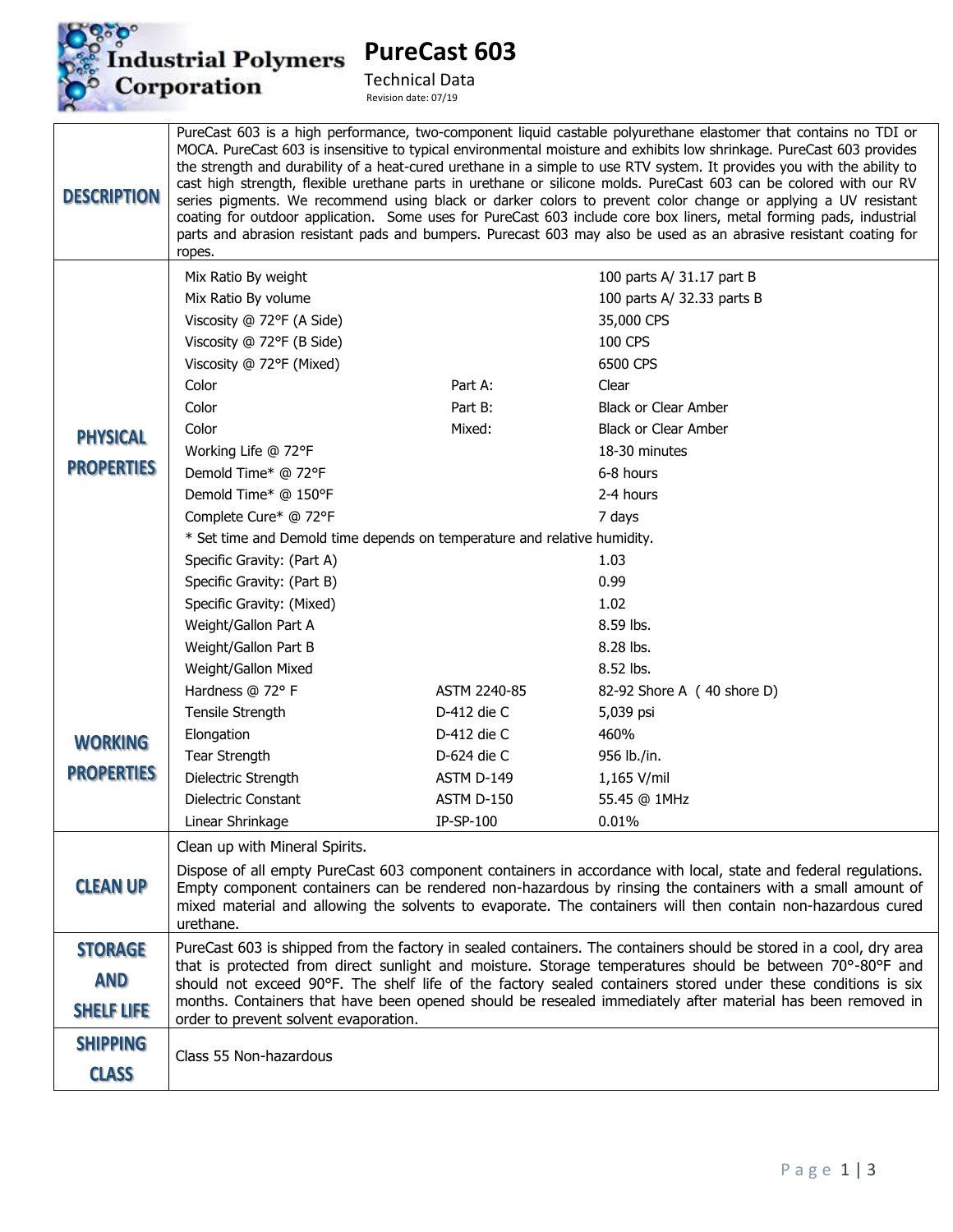# Industrial Polymers Corporation

# PureCast 603

Technical Data

Revision date: 07/19

| | | | |
|---|---|---|---|
| **DESCRIPTION** | PureCast 603 is a high performance, two-component liquid castable polyurethane elastomer that contains no TDI or MOCA. PureCast 603 is insensitive to typical environmental moisture and exhibits low shrinkage. PureCast 603 provides the strength and durability of a heat-cured urethane in a simple to use RTV system. It provides you with the ability to cast high strength, flexible urethane parts in urethane or silicone molds. PureCast 603 can be colored with our RV series pigments. We recommend using black or darker colors to prevent color change or applying a UV resistant coating for outdoor application. Some uses for PureCast 603 include core box liners, metal forming pads, industrial parts and abrasion resistant pads and bumpers. Purecast 603 may also be used as an abrasive resistant coating for ropes. | | |
| **PHYSICAL PROPERTIES** | Mix Ratio By weight | | 100 parts A/ 31.17 part B |
| | Mix Ratio By volume | | 100 parts A/ 32.33 parts B |
| | Viscosity @ 72°F (A Side) | | 35,000 CPS |
| | Viscosity @ 72°F (B Side) | | 100 CPS |
| | Viscosity @ 72°F (Mixed) | | 6500 CPS |
| | Color | Part A: | Clear |
| | Color | Part B: | Black or Clear Amber |
| | Color | Mixed: | Black or Clear Amber |
| | Working Life @ 72°F | | 18-30 minutes |
| | Demold Time* @ 72°F | | 6-8 hours |
| | Demold Time* @ 150°F | | 2-4 hours |
| | Complete Cure* @ 72°F | | 7 days |
| | * Set time and Demold time depends on temperature and relative humidity. | | |
| | Specific Gravity: (Part A) | | 1.03 |
| | Specific Gravity: (Part B) | | 0.99 |
| | Specific Gravity: (Mixed) | | 1.02 |
| | Weight/Gallon Part A | | 8.59 lbs. |
| | Weight/Gallon Part B | | 8.28 lbs. |
| | Weight/Gallon Mixed | | 8.52 lbs. |
| **WORKING PROPERTIES** | Hardness @ 72° F | ASTM 2240-85 | 82-92 Shore A ( 40 shore D) |
| | Tensile Strength | D-412 die C | 5,039 psi |
| | Elongation | D-412 die C | 460% |
| | Tear Strength | D-624 die C | 956 lb./in. |
| | Dielectric Strength | ASTM D-149 | 1,165 V/mil |
| | Dielectric Constant | ASTM D-150 | 55.45 @ 1MHz |
| | Linear Shrinkage | IP-SP-100 | 0.01% |
| **CLEAN UP** | Clean up with Mineral Spirits.<br>Dispose of all empty PureCast 603 component containers in accordance with local, state and federal regulations. Empty component containers can be rendered non-hazardous by rinsing the containers with a small amount of mixed material and allowing the solvents to evaporate. The containers will then contain non-hazardous cured urethane. | | |
| **STORAGE AND SHELF LIFE** | PureCast 603 is shipped from the factory in sealed containers. The containers should be stored in a cool, dry area that is protected from direct sunlight and moisture. Storage temperatures should be between 70°-80°F and should not exceed 90°F. The shelf life of the factory sealed containers stored under these conditions is six months. Containers that have been opened should be resealed immediately after material has been removed in order to prevent solvent evaporation. | | |
| **SHIPPING CLASS** | Class 55 Non-hazardous | | |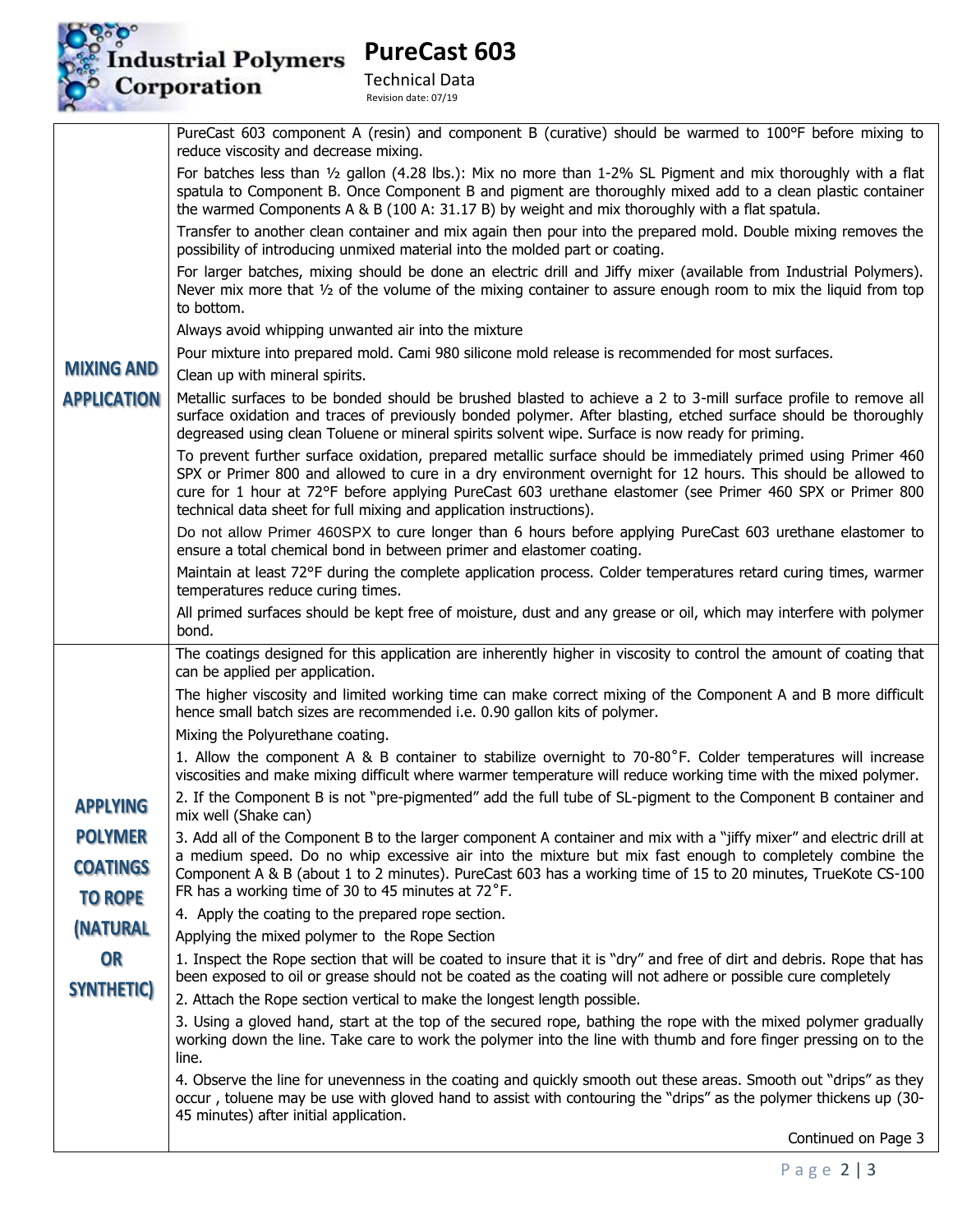## MIXING AND APPLICATION

PureCast 603 component A (resin) and component B (curative) should be warmed to 100°F before mixing to reduce viscosity and decrease mixing.

For batches less than ½ gallon (4.28 lbs.): Mix no more than 1-2% SL Pigment and mix thoroughly with a flat spatula to Component B. Once Component B and pigment are thoroughly mixed add to a clean plastic container the warmed Components A & B (100 A: 31.17 B) by weight and mix thoroughly with a flat spatula.

Transfer to another clean container and mix again then pour into the prepared mold. Double mixing removes the possibility of introducing unmixed material into the molded part or coating.

For larger batches, mixing should be done an electric drill and Jiffy mixer (available from Industrial Polymers). Never mix more that ½ of the volume of the mixing container to assure enough room to mix the liquid from top to bottom.

Always avoid whipping unwanted air into the mixture

Pour mixture into prepared mold. Cami 980 silicone mold release is recommended for most surfaces.

Clean up with mineral spirits.

Metallic surfaces to be bonded should be brushed blasted to achieve a 2 to 3-mill surface profile to remove all surface oxidation and traces of previously bonded polymer. After blasting, etched surface should be thoroughly degreased using clean Toluene or mineral spirits solvent wipe. Surface is now ready for priming.

To prevent further surface oxidation, prepared metallic surface should be immediately primed using Primer 460 SPX or Primer 800 and allowed to cure in a dry environment overnight for 12 hours. This should be allowed to cure for 1 hour at 72°F before applying PureCast 603 urethane elastomer (see Primer 460 SPX or Primer 800 technical data sheet for full mixing and application instructions).

Do not allow Primer 460SPX to cure longer than 6 hours before applying PureCast 603 urethane elastomer to ensure a total chemical bond in between primer and elastomer coating.

Maintain at least 72°F during the complete application process. Colder temperatures retard curing times, warmer temperatures reduce curing times.

All primed surfaces should be kept free of moisture, dust and any grease or oil, which may interfere with polymer bond.

## APPLYING POLYMER COATINGS TO ROPE (NATURAL OR SYNTHETIC)

The coatings designed for this application are inherently higher in viscosity to control the amount of coating that can be applied per application.

The higher viscosity and limited working time can make correct mixing of the Component A and B more difficult hence small batch sizes are recommended i.e. 0.90 gallon kits of polymer.

Mixing the Polyurethane coating.

1. Allow the component A & B container to stabilize overnight to 70-80˚F. Colder temperatures will increase viscosities and make mixing difficult where warmer temperature will reduce working time with the mixed polymer.
2. If the Component B is not "pre-pigmented" add the full tube of SL-pigment to the Component B container and mix well (Shake can)
3. Add all of the Component B to the larger component A container and mix with a "jiffy mixer" and electric drill at a medium speed. Do no whip excessive air into the mixture but mix fast enough to completely combine the Component A & B (about 1 to 2 minutes). PureCast 603 has a working time of 15 to 20 minutes, TrueKote CS-100 FR has a working time of 30 to 45 minutes at 72˚F.
4. Apply the coating to the prepared rope section.

Applying the mixed polymer to the Rope Section

1. Inspect the Rope section that will be coated to insure that it is "dry" and free of dirt and debris. Rope that has been exposed to oil or grease should not be coated as the coating will not adhere or possible cure completely
2. Attach the Rope section vertical to make the longest length possible.
3. Using a gloved hand, start at the top of the secured rope, bathing the rope with the mixed polymer gradually working down the line. Take care to work the polymer into the line with thumb and fore finger pressing on to the line.
4. Observe the line for unevenness in the coating and quickly smooth out these areas. Smooth out "drips" as they occur , toluene may be use with gloved hand to assist with contouring the "drips" as the polymer thickens up (30-45 minutes) after initial application.

Continued on Page 3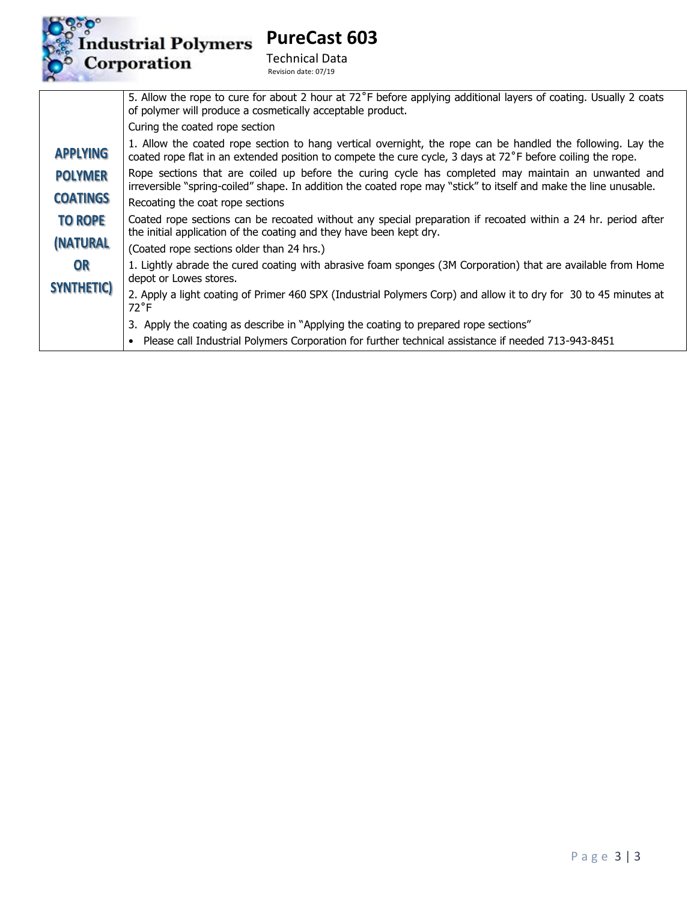| | |
|---|---|
| **APPLYING POLYMER COATINGS TO ROPE (NATURAL OR SYNTHETIC)** | 5. Allow the rope to cure for about 2 hour at 72˚F before applying additional layers of coating. Usually 2 coats of polymer will produce a cosmetically acceptable product.<br>Curing the coated rope section<br>1. Allow the coated rope section to hang vertical overnight, the rope can be handled the following. Lay the coated rope flat in an extended position to compete the cure cycle, 3 days at 72˚F before coiling the rope.<br>Rope sections that are coiled up before the curing cycle has completed may maintain an unwanted and irreversible "spring-coiled" shape. In addition the coated rope may "stick" to itself and make the line unusable.<br>Recoating the coat rope sections<br>Coated rope sections can be recoated without any special preparation if recoated within a 24 hr. period after the initial application of the coating and they have been kept dry.<br>(Coated rope sections older than 24 hrs.)<br>1. Lightly abrade the cured coating with abrasive foam sponges (3M Corporation) that are available from Home depot or Lowes stores.<br>2. Apply a light coating of Primer 460 SPX (Industrial Polymers Corp) and allow it to dry for 30 to 45 minutes at 72˚F<br>3. Apply the coating as describe in "Applying the coating to prepared rope sections"<br>• Please call Industrial Polymers Corporation for further technical assistance if needed 713-943-8451 |